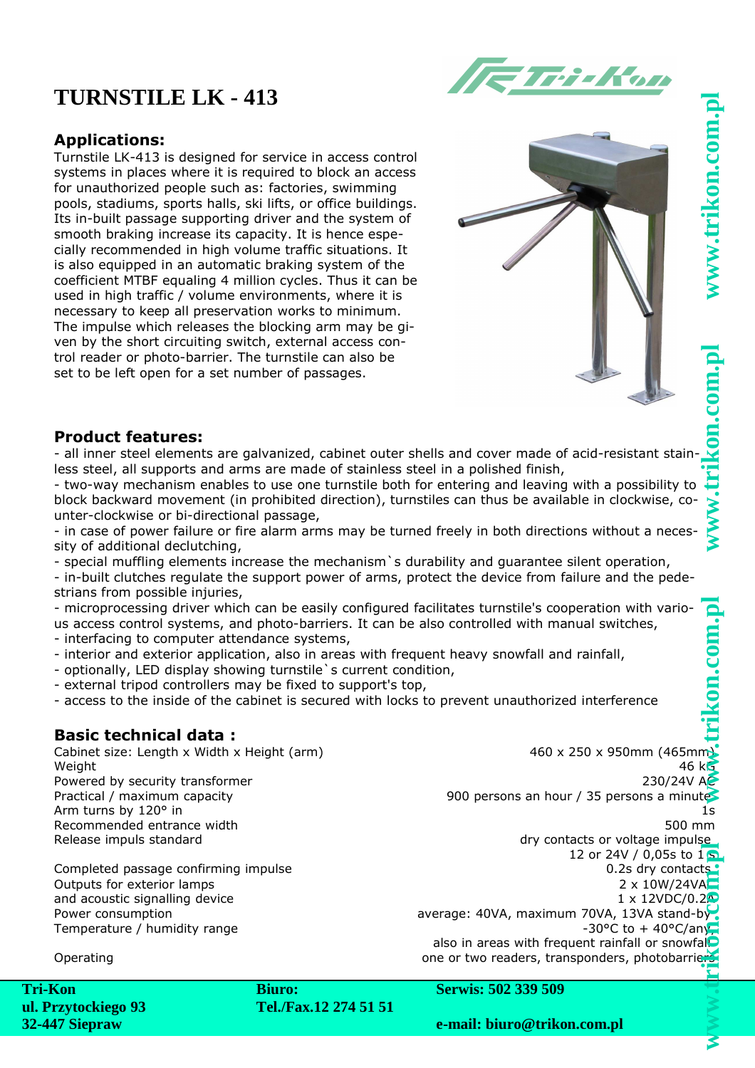# TURNSTILE LK - 413

## Applications:

Turnstile LK-413 is designed for service in access control systems in places where it is required to block an access for unauthorized people such as: factories, swimming pools, stadiums, sports halls, ski lifts, or office buildings. Its in-built passage supporting driver and the system of smooth braking increase its capacity. It is hence especially recommended in high volume traffic situations. It is also equipped in an automatic braking system of the coefficient MTBF equaling 4 million cycles. Thus it can be used in high traffic / volume environments, where it is necessary to keep all preservation works to minimum. The impulse which releases the blocking arm may be given by the short circuiting switch, external access control reader or photo-barrier. The turnstile can also be set to be left open for a set number of passages.

## Product features:

- all inner steel elements are galvanized, cabinet outer shells and cover made of acid-resistant stainless steel, all supports and arms are made of stainless steel in a polished finish,
- two-way mechanism enables to use one turnstile both for entering and leaving with a possibility to block backward movement (in prohibited direction), turnstiles can thus be available in clockwise, counter-clockwise or bi-directional passage,
- in case of power failure or fire alarm arms may be turned freely in both directions without a necessity of additional declutching,
- special muffling elements increase the mechanism`s durability and guarantee silent operation,
- in-built clutches regulate the support power of arms, protect the device from failure and the pedestrians from possible injuries,
- microprocessing driver which can be easily configured facilitates turnstile's cooperation with various access control systems, and photo-barriers. It can be also controlled with manual switches,
- interfacing to computer attendance systems,
- interior and exterior application, also in areas with frequent heavy snowfall and rainfall,
- optionally, LED display showing turnstile`s current condition,
- external tripod controllers may be fixed to support's top,
- access to the inside of the cabinet is secured with locks to prevent unauthorized interference

## Basic technical data :

| | |
|---|---|
| Cabinet size: Length x Width x Height (arm) | 460 x 250 x 950mm (465mm) |
| Weight | 46 kG |
| Powered by security transformer | 230/24V AC |
| Practical / maximum capacity | 900 persons an hour / 35 persons a minute |
| Arm turns by 120° in | 1s |
| Recommended entrance width | 500 mm |
| Release impuls standard | dry contacts or voltage impulse 12 or 24V / 0,05s to 1 s |
| Completed passage confirming impulse | 0.2s dry contacts |
| Outputs for exterior lamps | 2 x 10W/24VA |
| and acoustic signalling device | 1 x 12VDC/0.2A |
| Power consumption | average: 40VA, maximum 70VA, 13VA stand-by |
| Temperature / humidity range | -30°C to + 40°C/any, also in areas with frequent rainfall or snowfall |
| Operating | one or two readers, transponders, photobarriers |

**Tri-Kon**
**ul. Przytockiego 93**
**32-447 Siepraw**

**Biuro:**
**Tel./Fax.12 274 51 51**

**Serwis: 502 339 509**
**e-mail: biuro@trikon.com.pl**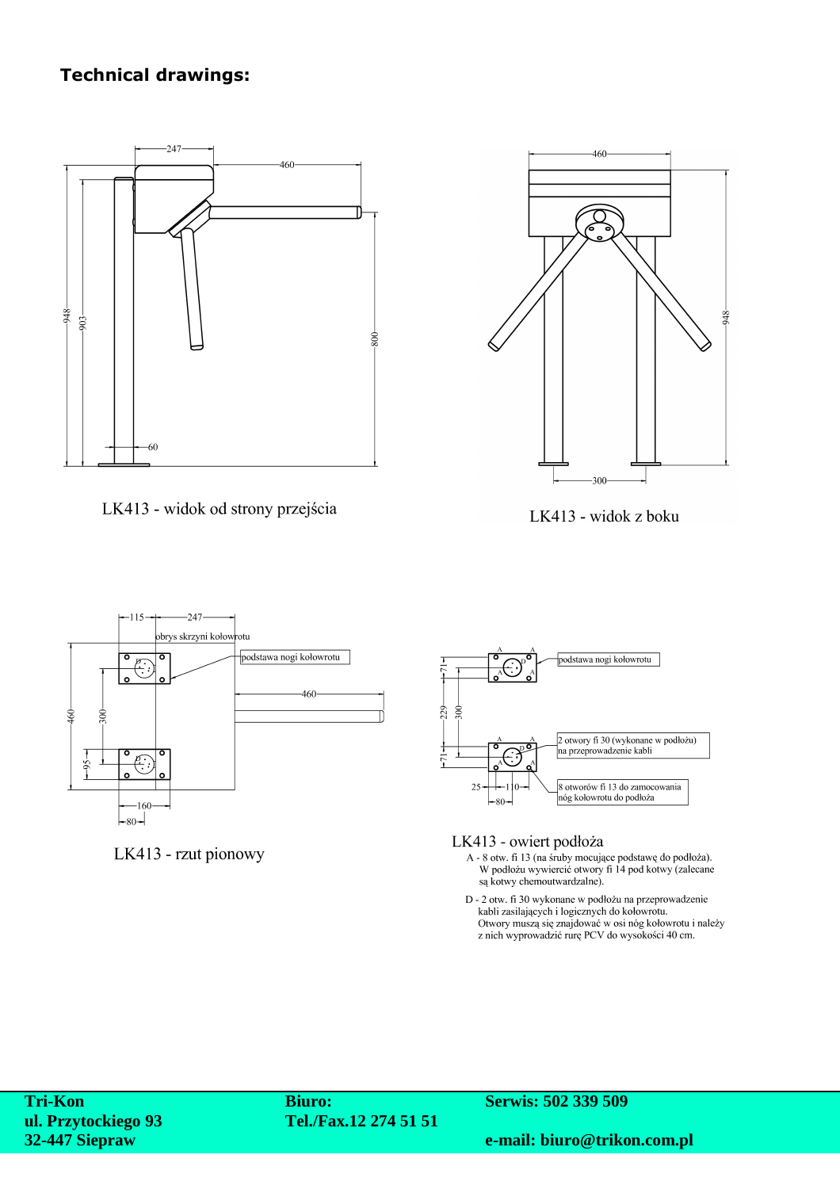**Technical drawings:**

247
460
948
903
800
60

LK413 - widok od strony przejścia

460
948
300

LK413 - widok z boku

115
247
obrys skrzyni kołowrotu
podstawa nogi kołowrotu
460
460
300
95
160
80

LK413 - rzut pionowy

podstawa nogi kołowrotu
71
229
300
71
2 otwory fi 30 (wykonane w podłożu) na przeprowadzenie kabli
25
110
80
8 otworów fi 13 do zamocowania nóg kołowrotu do podłoża

LK413 - owiert podłoża

A - 8 otw. fi 13 (na śruby mocujące podstawę do podłoża). W podłożu wywiercić otwory fi 14 pod kotwy (zalecane są kotwy chemoutwardzalne).

D - 2 otw. fi 30 wykonane w podłożu na przeprowadzenie kabli zasilających i logicznych do kołowrotu. Otwory muszą się znajdować w osi nóg kołowrotu i należy z nich wyprowadzić rurę PCV do wysokości 40 cm.

**Tri-Kon**
**ul. Przytockiego 93**
**32-447 Siepraw**

**Biuro:**
**Tel./Fax.12 274 51 51**

**Serwis: 502 339 509**
**e-mail: biuro@trikon.com.pl**